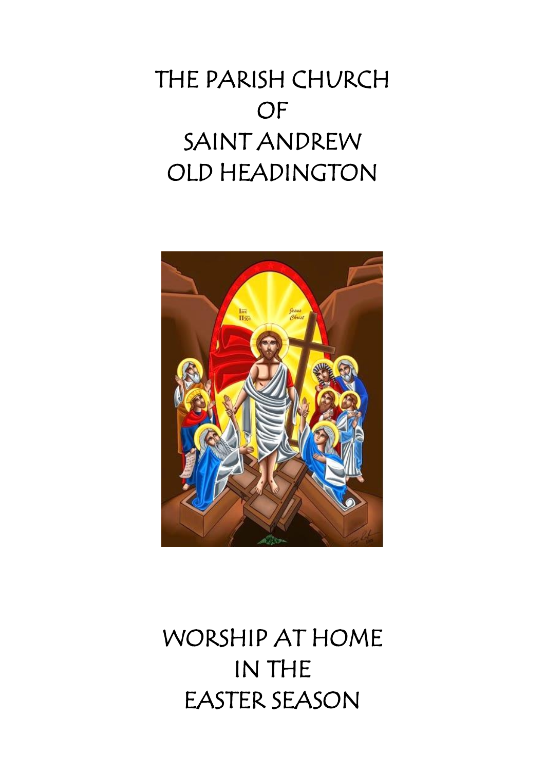# THE PARISH CHURCH OF SAINT ANDREW OLD HEADINGTON

# WORSHIP AT HOME IN THE EASTER SEASON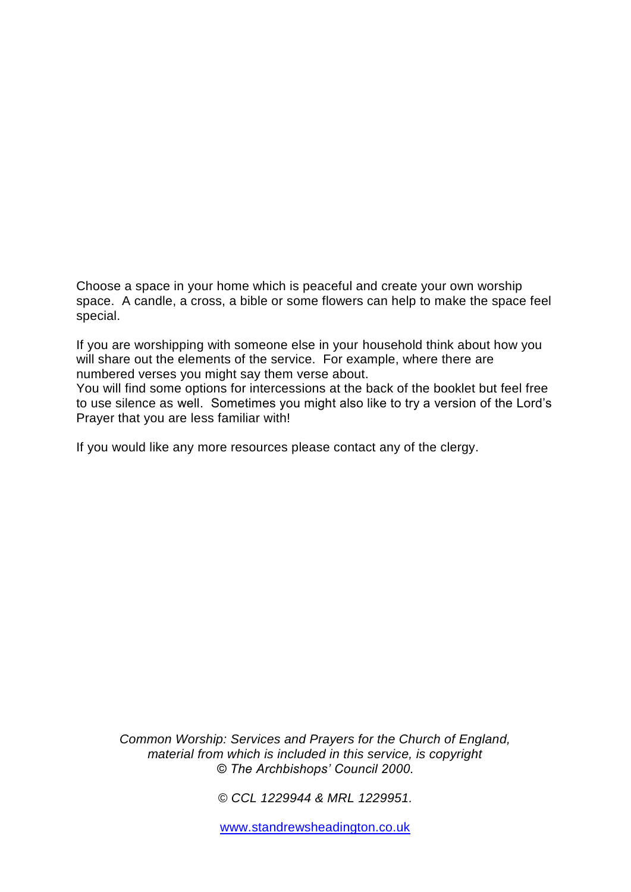Choose a space in your home which is peaceful and create your own worship space. A candle, a cross, a bible or some flowers can help to make the space feel special.

If you are worshipping with someone else in your household think about how you will share out the elements of the service. For example, where there are numbered verses you might say them verse about.
You will find some options for intercessions at the back of the booklet but feel free to use silence as well. Sometimes you might also like to try a version of the Lord's Prayer that you are less familiar with!

If you would like any more resources please contact any of the clergy.

*Common Worship: Services and Prayers for the Church of England, material from which is included in this service, is copyright © The Archbishops' Council 2000.*

*© CCL 1229944 & MRL 1229951.*

[www.standrewsheadington.co.uk](http://www.standrewsheadington.co.uk)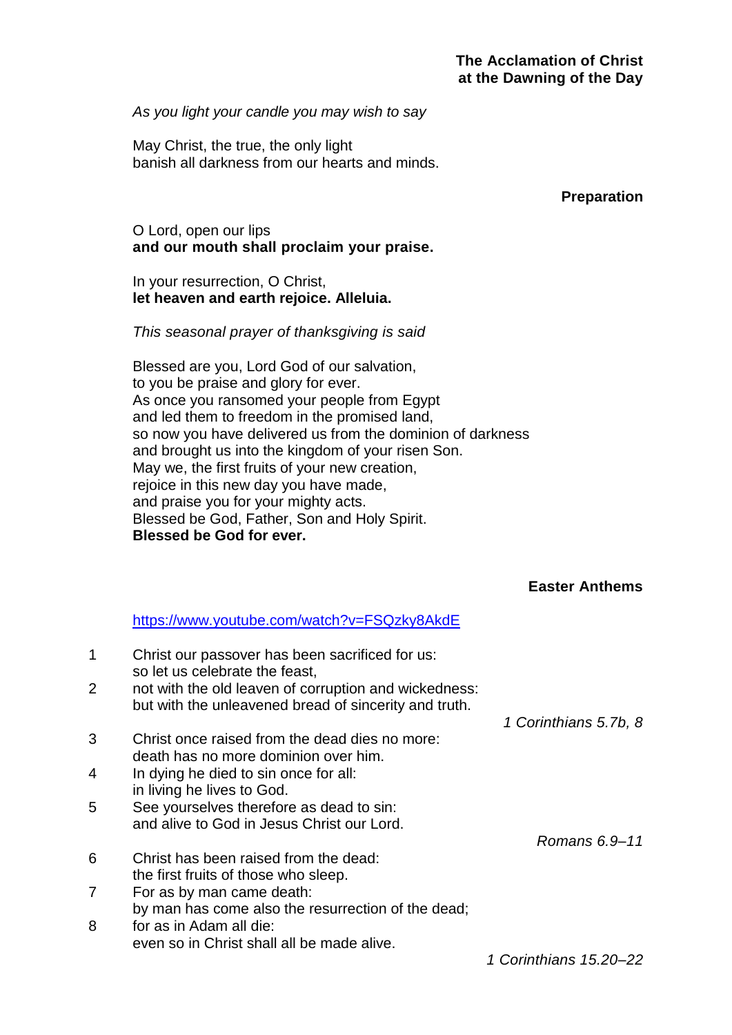## The Acclamation of Christ at the Dawning of the Day

*As you light your candle you may wish to say*

May Christ, the true, the only light
banish all darkness from our hearts and minds.

## Preparation

O Lord, open our lips
**and our mouth shall proclaim your praise.**

In your resurrection, O Christ,
**let heaven and earth rejoice. Alleluia.**

*This seasonal prayer of thanksgiving is said*

Blessed are you, Lord God of our salvation,
to you be praise and glory for ever.
As once you ransomed your people from Egypt
and led them to freedom in the promised land,
so now you have delivered us from the dominion of darkness
and brought us into the kingdom of your risen Son.
May we, the first fruits of your new creation,
rejoice in this new day you have made,
and praise you for your mighty acts.
Blessed be God, Father, Son and Holy Spirit.
**Blessed be God for ever.**

## Easter Anthems

https://www.youtube.com/watch?v=FSQzky8AkdE

1 Christ our passover has been sacrificed for us:
so let us celebrate the feast,
2 not with the old leaven of corruption and wickedness:
but with the unleavened bread of sincerity and truth.

*1 Corinthians 5.7b, 8*

3 Christ once raised from the dead dies no more:
death has no more dominion over him.
4 In dying he died to sin once for all:
in living he lives to God.
5 See yourselves therefore as dead to sin:
and alive to God in Jesus Christ our Lord.

*Romans 6.9–11*

6 Christ has been raised from the dead:
the first fruits of those who sleep.
7 For as by man came death:
by man has come also the resurrection of the dead;
8 for as in Adam all die:
even so in Christ shall all be made alive.

*1 Corinthians 15.20–22*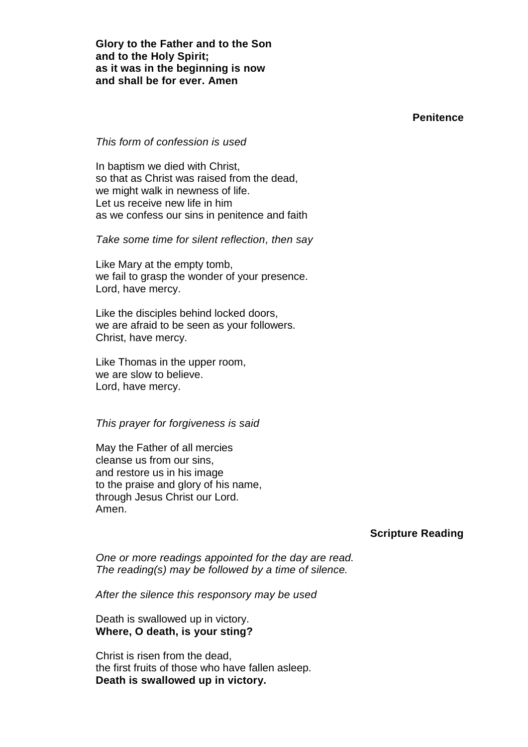**Glory to the Father and to the Son**
**and to the Holy Spirit;**
**as it was in the beginning is now**
**and shall be for ever. Amen**

## Penitence

*This form of confession is used*

In baptism we died with Christ,
so that as Christ was raised from the dead,
we might walk in newness of life.
Let us receive new life in him
as we confess our sins in penitence and faith

*Take some time for silent reflection, then say*

Like Mary at the empty tomb,
we fail to grasp the wonder of your presence.
Lord, have mercy.

Like the disciples behind locked doors,
we are afraid to be seen as your followers.
Christ, have mercy.

Like Thomas in the upper room,
we are slow to believe.
Lord, have mercy.

*This prayer for forgiveness is said*

May the Father of all mercies
cleanse us from our sins,
and restore us in his image
to the praise and glory of his name,
through Jesus Christ our Lord.
Amen.

## Scripture Reading

*One or more readings appointed for the day are read.*
*The reading(s) may be followed by a time of silence.*

*After the silence this responsory may be used*

Death is swallowed up in victory.
**Where, O death, is your sting?**

Christ is risen from the dead,
the first fruits of those who have fallen asleep.
**Death is swallowed up in victory.**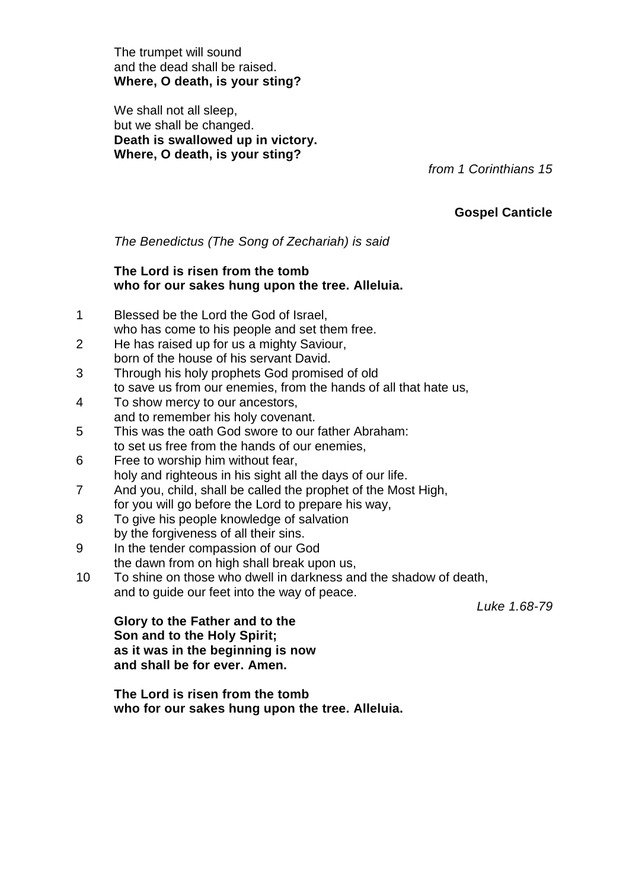The trumpet will sound
and the dead shall be raised.
**Where, O death, is your sting?**

We shall not all sleep,
but we shall be changed.
**Death is swallowed up in victory.**
**Where, O death, is your sting?**

*from 1 Corinthians 15*

### Gospel Canticle

*The Benedictus (The Song of Zechariah) is said*

**The Lord is risen from the tomb**
**who for our sakes hung upon the tree. Alleluia.**

1 Blessed be the Lord the God of Israel,
who has come to his people and set them free.
2 He has raised up for us a mighty Saviour,
born of the house of his servant David.
3 Through his holy prophets God promised of old
to save us from our enemies, from the hands of all that hate us,
4 To show mercy to our ancestors,
and to remember his holy covenant.
5 This was the oath God swore to our father Abraham:
to set us free from the hands of our enemies,
6 Free to worship him without fear,
holy and righteous in his sight all the days of our life.
7 And you, child, shall be called the prophet of the Most High,
for you will go before the Lord to prepare his way,
8 To give his people knowledge of salvation
by the forgiveness of all their sins.
9 In the tender compassion of our God
the dawn from on high shall break upon us,
10 To shine on those who dwell in darkness and the shadow of death,
and to guide our feet into the way of peace.

*Luke 1.68-79*

**Glory to the Father and to the**
**Son and to the Holy Spirit;**
**as it was in the beginning is now**
**and shall be for ever. Amen.**

**The Lord is risen from the tomb**
**who for our sakes hung upon the tree. Alleluia.**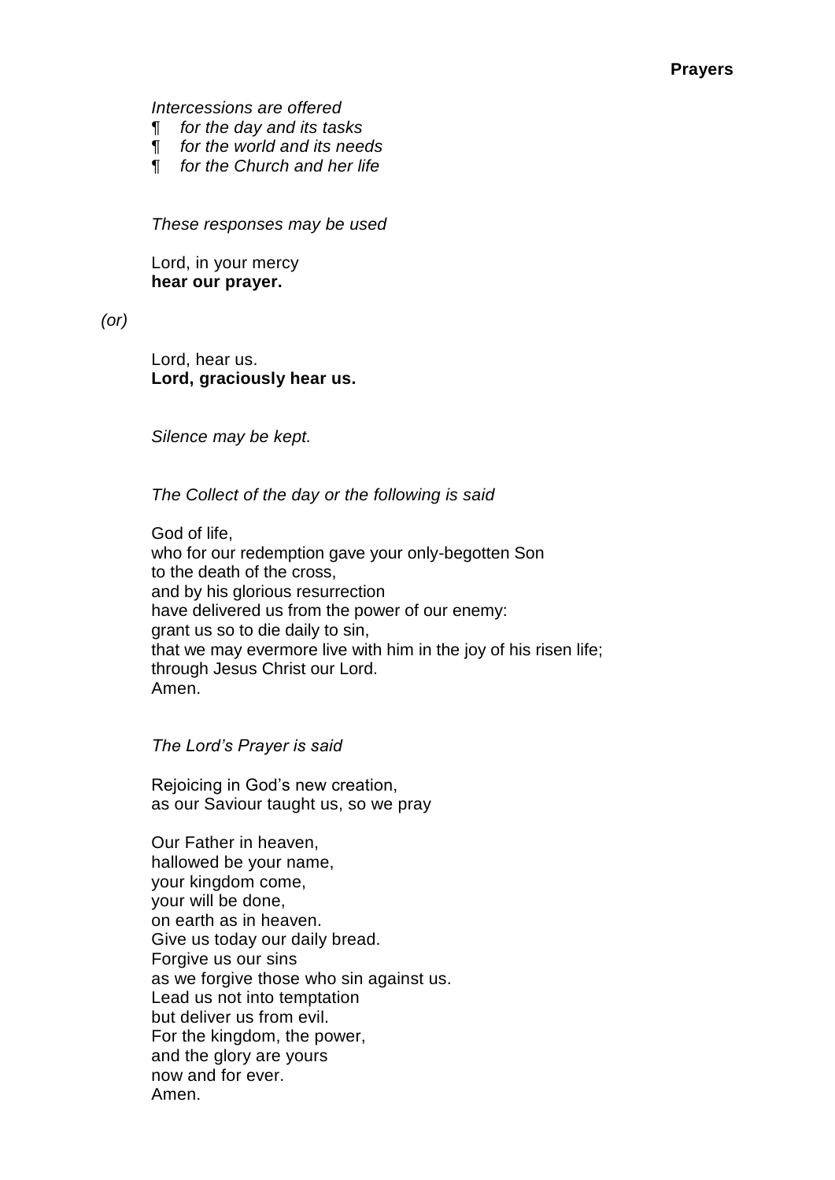## Prayers

*Intercessions are offered*

*¶ for the day and its tasks*
*¶ for the world and its needs*
*¶ for the Church and her life*

*These responses may be used*

Lord, in your mercy
**hear our prayer.**

*(or)*

Lord, hear us.
**Lord, graciously hear us.**

*Silence may be kept.*

*The Collect of the day or the following is said*

God of life,
who for our redemption gave your only-begotten Son
to the death of the cross,
and by his glorious resurrection
have delivered us from the power of our enemy:
grant us so to die daily to sin,
that we may evermore live with him in the joy of his risen life;
through Jesus Christ our Lord.
Amen.

*The Lord's Prayer is said*

Rejoicing in God's new creation,
as our Saviour taught us, so we pray

Our Father in heaven,
hallowed be your name,
your kingdom come,
your will be done,
on earth as in heaven.
Give us today our daily bread.
Forgive us our sins
as we forgive those who sin against us.
Lead us not into temptation
but deliver us from evil.
For the kingdom, the power,
and the glory are yours
now and for ever.
Amen.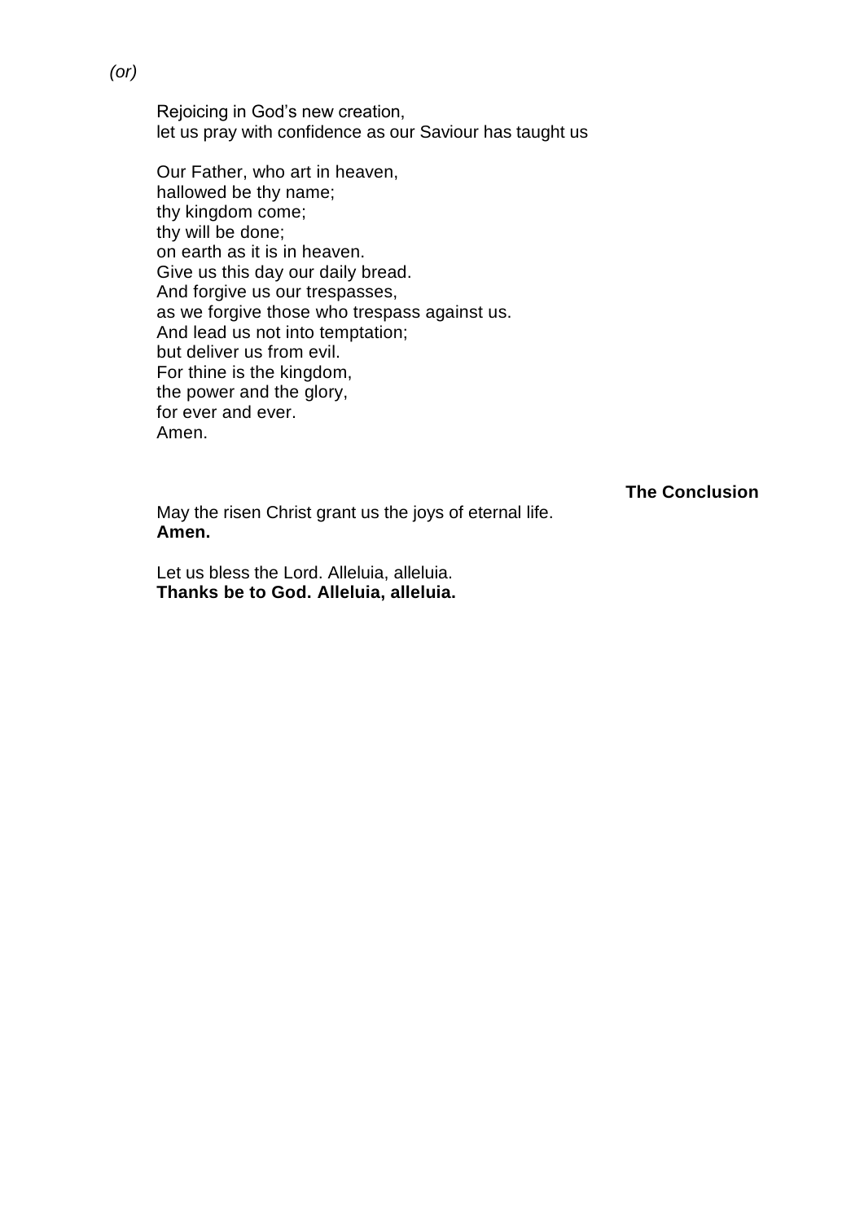*(or)*

Rejoicing in God's new creation,
let us pray with confidence as our Saviour has taught us

Our Father, who art in heaven,
hallowed be thy name;
thy kingdom come;
thy will be done;
on earth as it is in heaven.
Give us this day our daily bread.
And forgive us our trespasses,
as we forgive those who trespass against us.
And lead us not into temptation;
but deliver us from evil.
For thine is the kingdom,
the power and the glory,
for ever and ever.
Amen.

### The Conclusion

May the risen Christ grant us the joys of eternal life.
**Amen.**

Let us bless the Lord. Alleluia, alleluia.
**Thanks be to God. Alleluia, alleluia.**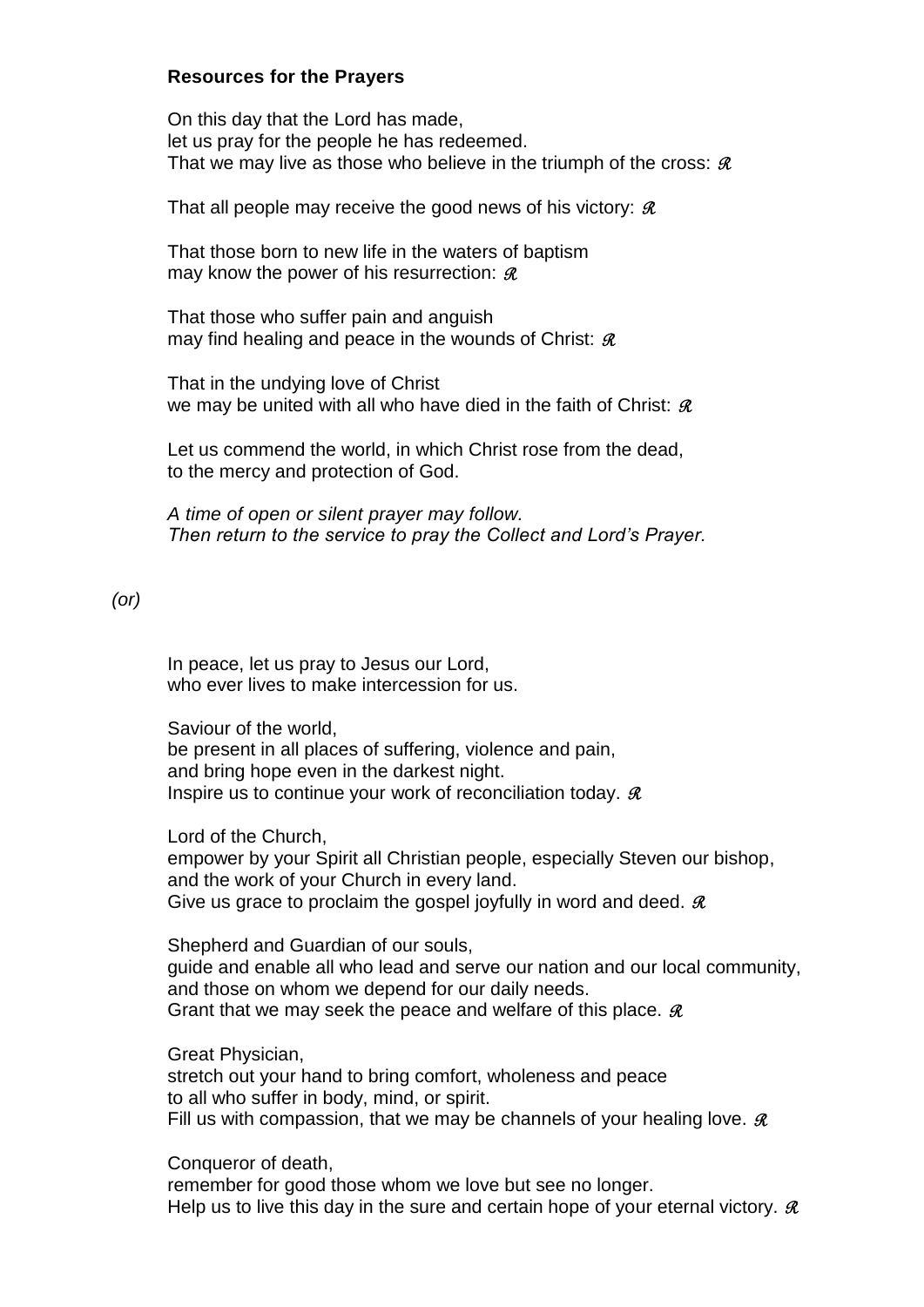**Resources for the Prayers**

On this day that the Lord has made,
let us pray for the people he has redeemed.
That we may live as those who believe in the triumph of the cross: ℛ

That all people may receive the good news of his victory: ℛ

That those born to new life in the waters of baptism
may know the power of his resurrection: ℛ

That those who suffer pain and anguish
may find healing and peace in the wounds of Christ: ℛ

That in the undying love of Christ
we may be united with all who have died in the faith of Christ: ℛ

Let us commend the world, in which Christ rose from the dead,
to the mercy and protection of God.

*A time of open or silent prayer may follow.*
*Then return to the service to pray the Collect and Lord's Prayer.*

*(or)*

In peace, let us pray to Jesus our Lord,
who ever lives to make intercession for us.

Saviour of the world,
be present in all places of suffering, violence and pain,
and bring hope even in the darkest night.
Inspire us to continue your work of reconciliation today. ℛ

Lord of the Church,
empower by your Spirit all Christian people, especially Steven our bishop,
and the work of your Church in every land.
Give us grace to proclaim the gospel joyfully in word and deed. ℛ

Shepherd and Guardian of our souls,
guide and enable all who lead and serve our nation and our local community,
and those on whom we depend for our daily needs.
Grant that we may seek the peace and welfare of this place. ℛ

Great Physician,
stretch out your hand to bring comfort, wholeness and peace
to all who suffer in body, mind, or spirit.
Fill us with compassion, that we may be channels of your healing love. ℛ

Conqueror of death,
remember for good those whom we love but see no longer.
Help us to live this day in the sure and certain hope of your eternal victory. ℛ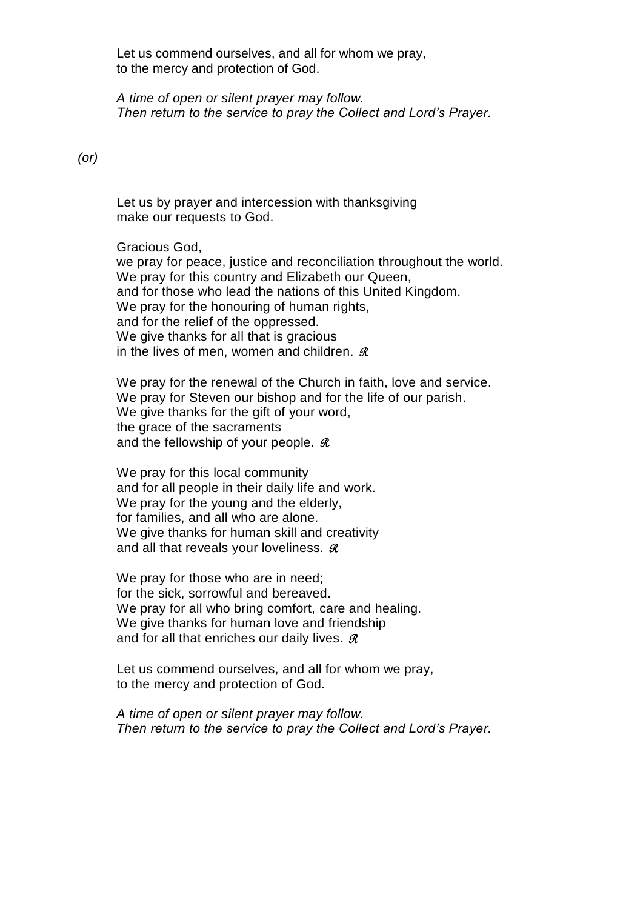Let us commend ourselves, and all for whom we pray,
to the mercy and protection of God.

*A time of open or silent prayer may follow.*
*Then return to the service to pray the Collect and Lord's Prayer.*

*(or)*

Let us by prayer and intercession with thanksgiving
make our requests to God.

Gracious God,
we pray for peace, justice and reconciliation throughout the world.
We pray for this country and Elizabeth our Queen,
and for those who lead the nations of this United Kingdom.
We pray for the honouring of human rights,
and for the relief of the oppressed.
We give thanks for all that is gracious
in the lives of men, women and children. *℟*

We pray for the renewal of the Church in faith, love and service.
We pray for Steven our bishop and for the life of our parish.
We give thanks for the gift of your word,
the grace of the sacraments
and the fellowship of your people. *℟*

We pray for this local community
and for all people in their daily life and work.
We pray for the young and the elderly,
for families, and all who are alone.
We give thanks for human skill and creativity
and all that reveals your loveliness. *℟*

We pray for those who are in need;
for the sick, sorrowful and bereaved.
We pray for all who bring comfort, care and healing.
We give thanks for human love and friendship
and for all that enriches our daily lives. *℟*

Let us commend ourselves, and all for whom we pray,
to the mercy and protection of God.

*A time of open or silent prayer may follow.*
*Then return to the service to pray the Collect and Lord's Prayer.*